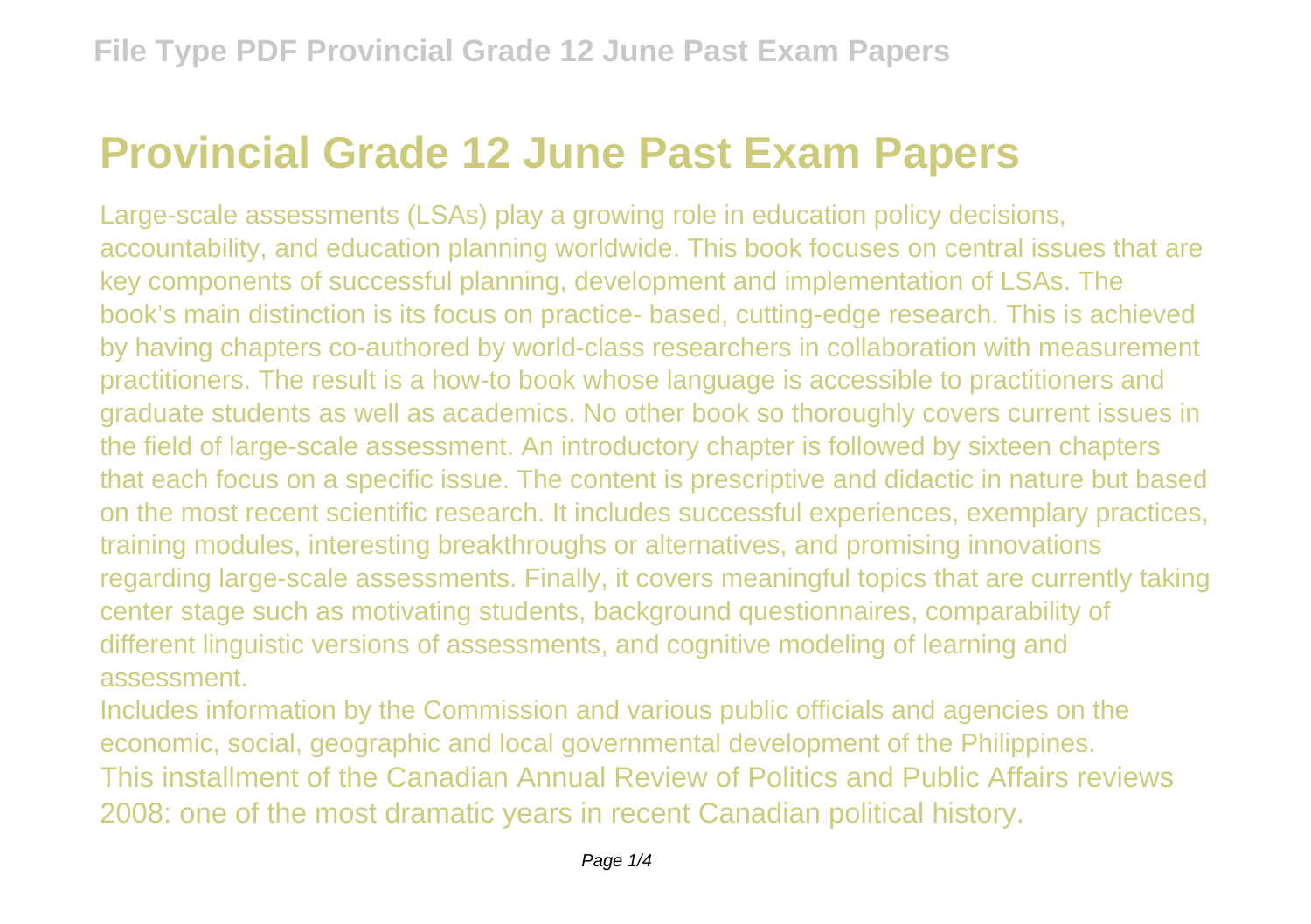# Provincial Grade 12 June Past Exam Papers

Large-scale assessments (LSAs) play a growing role in education policy decisions, accountability, and education planning worldwide. This book focuses on central issues that are key components of successful planning, development and implementation of LSAs. The book's main distinction is its focus on practice- based, cutting-edge research. This is achieved by having chapters co-authored by world-class researchers in collaboration with measurement practitioners. The result is a how-to book whose language is accessible to practitioners and graduate students as well as academics. No other book so thoroughly covers current issues in the field of large-scale assessment. An introductory chapter is followed by sixteen chapters that each focus on a specific issue. The content is prescriptive and didactic in nature but based on the most recent scientific research. It includes successful experiences, exemplary practices, training modules, interesting breakthroughs or alternatives, and promising innovations regarding large-scale assessments. Finally, it covers meaningful topics that are currently taking center stage such as motivating students, background questionnaires, comparability of different linguistic versions of assessments, and cognitive modeling of learning and assessment.

Includes information by the Commission and various public officials and agencies on the economic, social, geographic and local governmental development of the Philippines.

This installment of the Canadian Annual Review of Politics and Public Affairs reviews 2008: one of the most dramatic years in recent Canadian political history.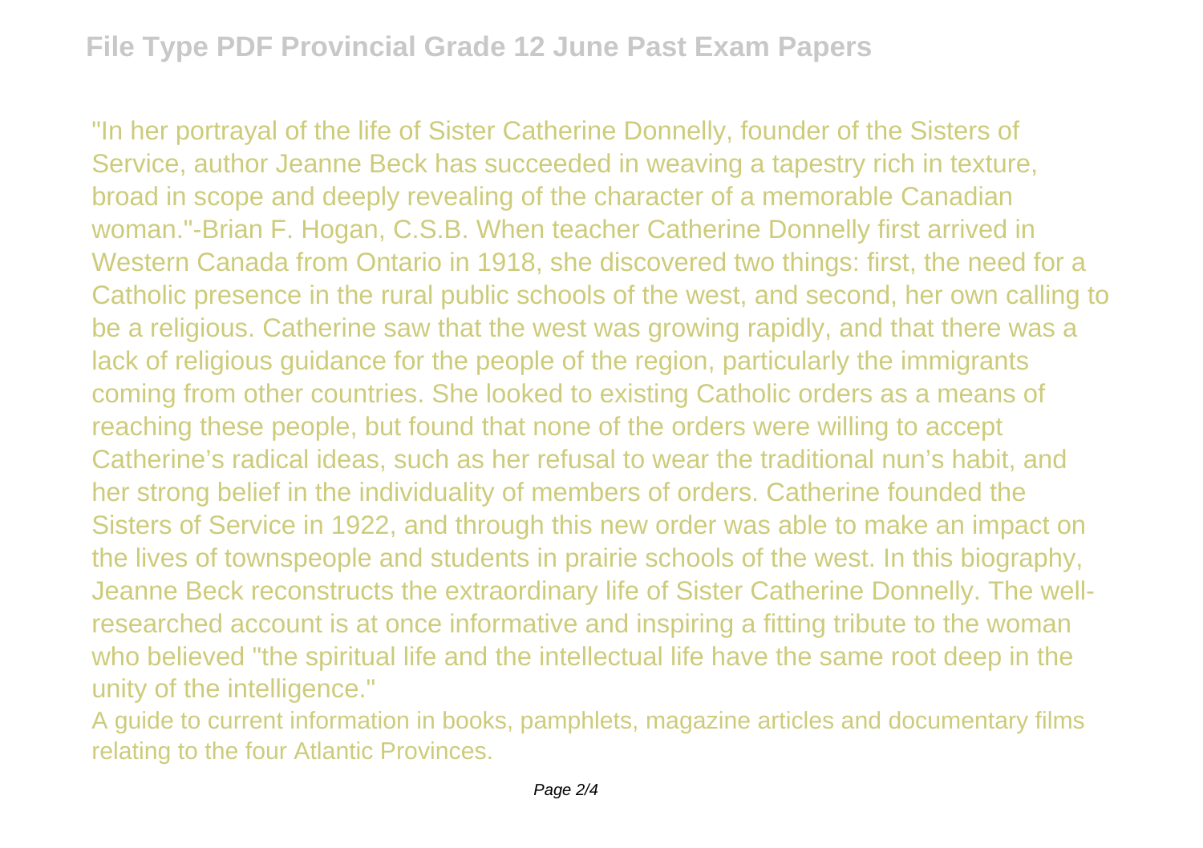"In her portrayal of the life of Sister Catherine Donnelly, founder of the Sisters of Service, author Jeanne Beck has succeeded in weaving a tapestry rich in texture, broad in scope and deeply revealing of the character of a memorable Canadian woman."-Brian F. Hogan, C.S.B. When teacher Catherine Donnelly first arrived in Western Canada from Ontario in 1918, she discovered two things: first, the need for a Catholic presence in the rural public schools of the west, and second, her own calling to be a religious. Catherine saw that the west was growing rapidly, and that there was a lack of religious guidance for the people of the region, particularly the immigrants coming from other countries. She looked to existing Catholic orders as a means of reaching these people, but found that none of the orders were willing to accept Catherine's radical ideas, such as her refusal to wear the traditional nun's habit, and her strong belief in the individuality of members of orders. Catherine founded the Sisters of Service in 1922, and through this new order was able to make an impact on the lives of townspeople and students in prairie schools of the west. In this biography, Jeanne Beck reconstructs the extraordinary life of Sister Catherine Donnelly. The well-researched account is at once informative and inspiring a fitting tribute to the woman who believed "the spiritual life and the intellectual life have the same root deep in the unity of the intelligence."

A guide to current information in books, pamphlets, magazine articles and documentary films relating to the four Atlantic Provinces.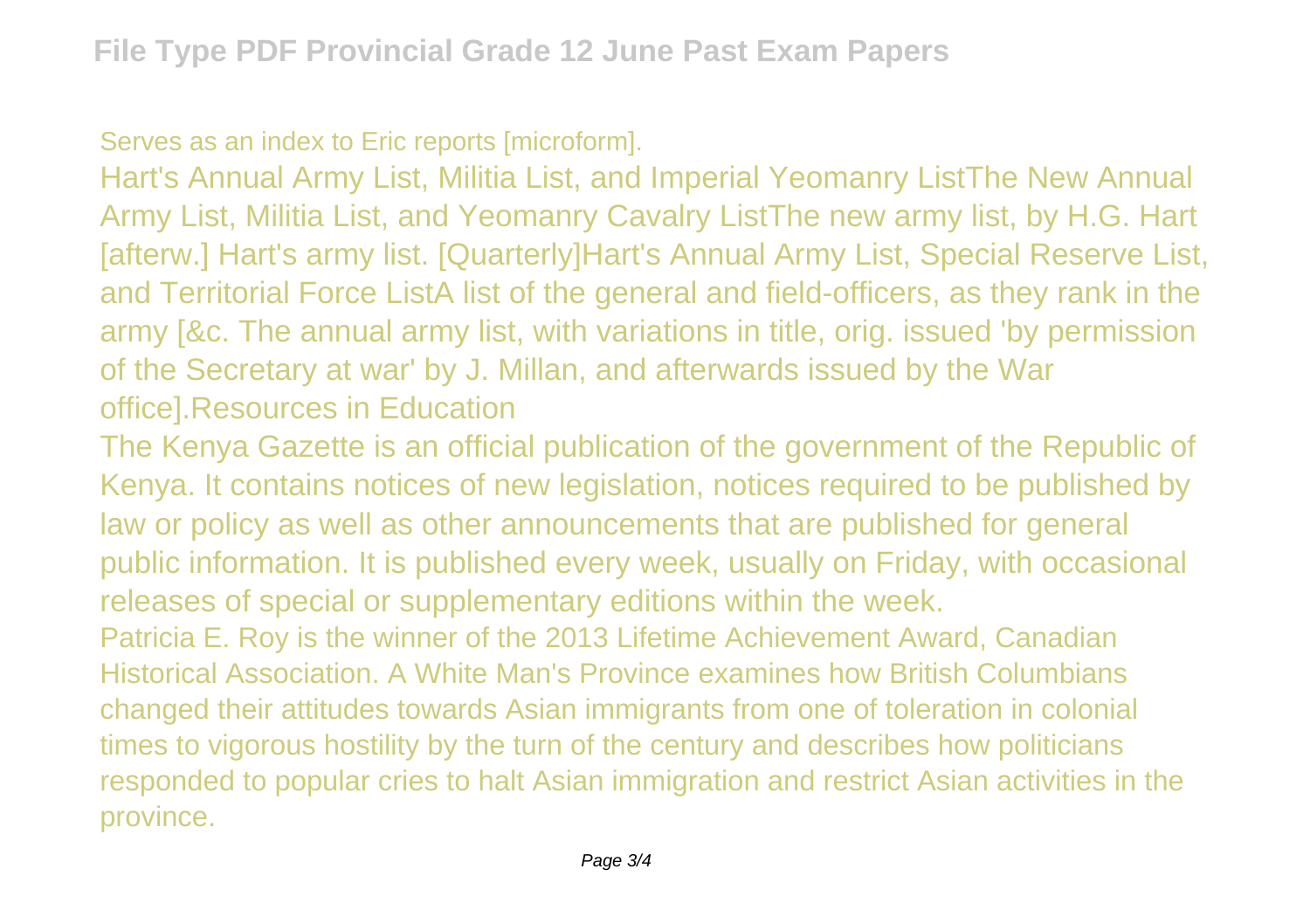Serves as an index to Eric reports [microform].

Hart's Annual Army List, Militia List, and Imperial Yeomanry ListThe New Annual Army List, Militia List, and Yeomanry Cavalry ListThe new army list, by H.G. Hart [afterw.] Hart's army list. [Quarterly]Hart's Annual Army List, Special Reserve List, and Territorial Force ListA list of the general and field-officers, as they rank in the army [&c. The annual army list, with variations in title, orig. issued 'by permission of the Secretary at war' by J. Millan, and afterwards issued by the War office].Resources in Education

The Kenya Gazette is an official publication of the government of the Republic of Kenya. It contains notices of new legislation, notices required to be published by law or policy as well as other announcements that are published for general public information. It is published every week, usually on Friday, with occasional releases of special or supplementary editions within the week.

Patricia E. Roy is the winner of the 2013 Lifetime Achievement Award, Canadian Historical Association. A White Man's Province examines how British Columbians changed their attitudes towards Asian immigrants from one of toleration in colonial times to vigorous hostility by the turn of the century and describes how politicians responded to popular cries to halt Asian immigration and restrict Asian activities in the province.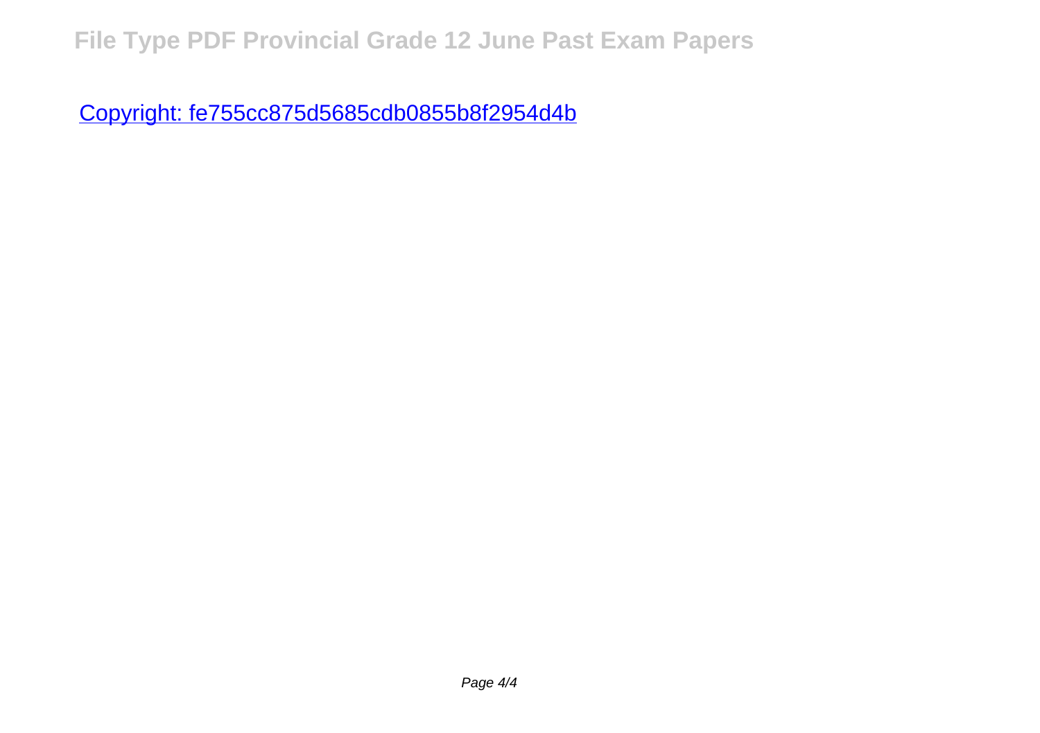[Copyright: fe755cc875d5685cdb0855b8f2954d4b]